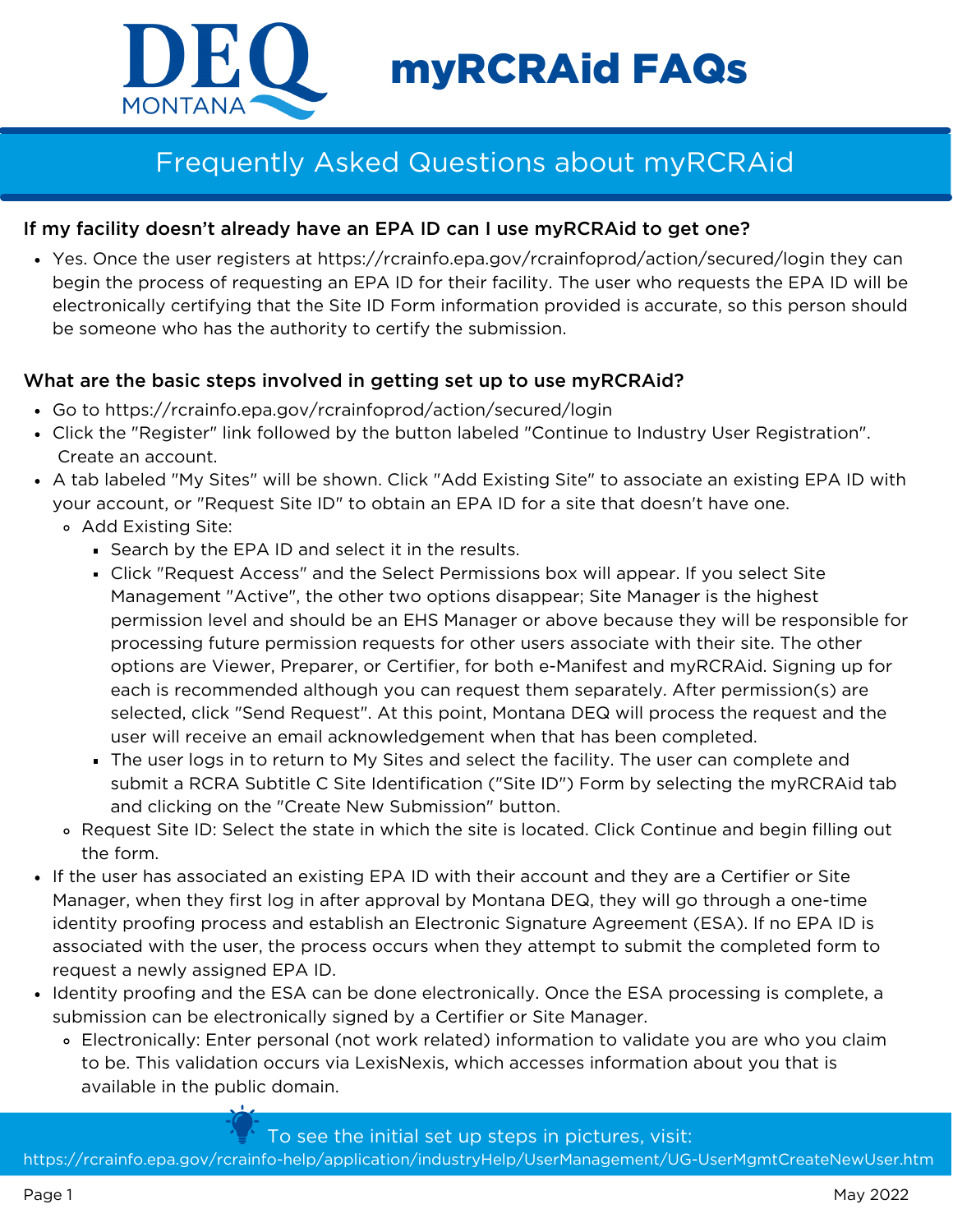# myRCRAid FAQs

## Frequently Asked Questions about myRCRAid

### If my facility doesn't already have an EPA ID can I use myRCRAid to get one?

- Yes. Once the user registers at https://rcrainfo.epa.gov/rcrainfoprod/action/secured/login they can begin the process of requesting an EPA ID for their facility. The user who requests the EPA ID will be electronically certifying that the Site ID Form information provided is accurate, so this person should be someone who has the authority to certify the submission.

### What are the basic steps involved in getting set up to use myRCRAid?

- Go to https://rcrainfo.epa.gov/rcrainfoprod/action/secured/login
- Click the "Register" link followed by the button labeled "Continue to Industry User Registration". Create an account.
- A tab labeled "My Sites" will be shown. Click "Add Existing Site" to associate an existing EPA ID with your account, or "Request Site ID" to obtain an EPA ID for a site that doesn't have one.
  - Add Existing Site:
    - Search by the EPA ID and select it in the results.
    - Click "Request Access" and the Select Permissions box will appear. If you select Site Management "Active", the other two options disappear; Site Manager is the highest permission level and should be an EHS Manager or above because they will be responsible for processing future permission requests for other users associate with their site. The other options are Viewer, Preparer, or Certifier, for both e-Manifest and myRCRAid. Signing up for each is recommended although you can request them separately. After permission(s) are selected, click "Send Request". At this point, Montana DEQ will process the request and the user will receive an email acknowledgement when that has been completed.
    - The user logs in to return to My Sites and select the facility. The user can complete and submit a RCRA Subtitle C Site Identification ("Site ID") Form by selecting the myRCRAid tab and clicking on the "Create New Submission" button.
  - Request Site ID: Select the state in which the site is located. Click Continue and begin filling out the form.
- If the user has associated an existing EPA ID with their account and they are a Certifier or Site Manager, when they first log in after approval by Montana DEQ, they will go through a one-time identity proofing process and establish an Electronic Signature Agreement (ESA). If no EPA ID is associated with the user, the process occurs when they attempt to submit the completed form to request a newly assigned EPA ID.
- Identity proofing and the ESA can be done electronically. Once the ESA processing is complete, a submission can be electronically signed by a Certifier or Site Manager.
  - Electronically: Enter personal (not work related) information to validate you are who you claim to be. This validation occurs via LexisNexis, which accesses information about you that is available in the public domain.

To see the initial set up steps in pictures, visit:
https://rcrainfo.epa.gov/rcrainfo-help/application/industryHelp/UserManagement/UG-UserMgmtCreateNewUser.htm

May 2022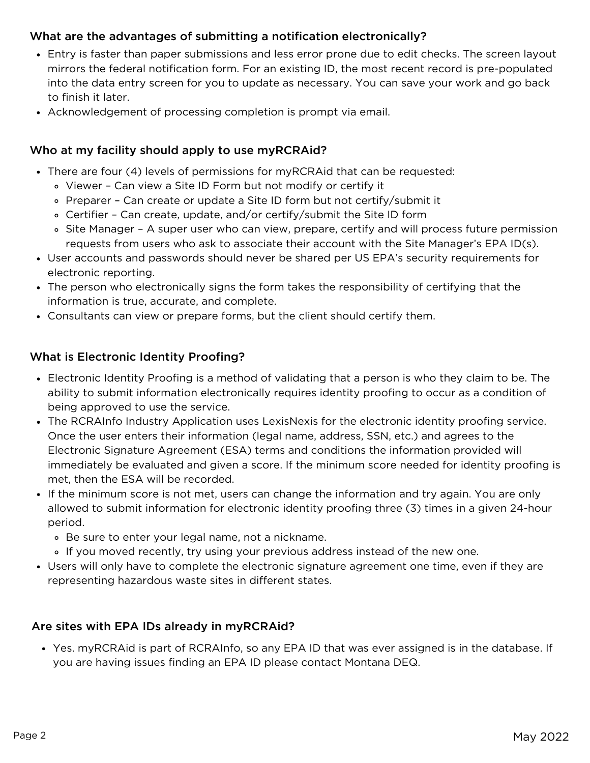### What are the advantages of submitting a notification electronically?

- Entry is faster than paper submissions and less error prone due to edit checks. The screen layout mirrors the federal notification form. For an existing ID, the most recent record is pre-populated into the data entry screen for you to update as necessary. You can save your work and go back to finish it later.
- Acknowledgement of processing completion is prompt via email.

### Who at my facility should apply to use myRCRAid?

- There are four (4) levels of permissions for myRCRAid that can be requested:
  - Viewer – Can view a Site ID Form but not modify or certify it
  - Preparer – Can create or update a Site ID form but not certify/submit it
  - Certifier – Can create, update, and/or certify/submit the Site ID form
  - Site Manager – A super user who can view, prepare, certify and will process future permission requests from users who ask to associate their account with the Site Manager's EPA ID(s).
- User accounts and passwords should never be shared per US EPA's security requirements for electronic reporting.
- The person who electronically signs the form takes the responsibility of certifying that the information is true, accurate, and complete.
- Consultants can view or prepare forms, but the client should certify them.

### What is Electronic Identity Proofing?

- Electronic Identity Proofing is a method of validating that a person is who they claim to be. The ability to submit information electronically requires identity proofing to occur as a condition of being approved to use the service.
- The RCRAInfo Industry Application uses LexisNexis for the electronic identity proofing service. Once the user enters their information (legal name, address, SSN, etc.) and agrees to the Electronic Signature Agreement (ESA) terms and conditions the information provided will immediately be evaluated and given a score. If the minimum score needed for identity proofing is met, then the ESA will be recorded.
- If the minimum score is not met, users can change the information and try again. You are only allowed to submit information for electronic identity proofing three (3) times in a given 24-hour period.
  - Be sure to enter your legal name, not a nickname.
  - If you moved recently, try using your previous address instead of the new one.
- Users will only have to complete the electronic signature agreement one time, even if they are representing hazardous waste sites in different states.

### Are sites with EPA IDs already in myRCRAid?

- Yes. myRCRAid is part of RCRAInfo, so any EPA ID that was ever assigned is in the database. If you are having issues finding an EPA ID please contact Montana DEQ.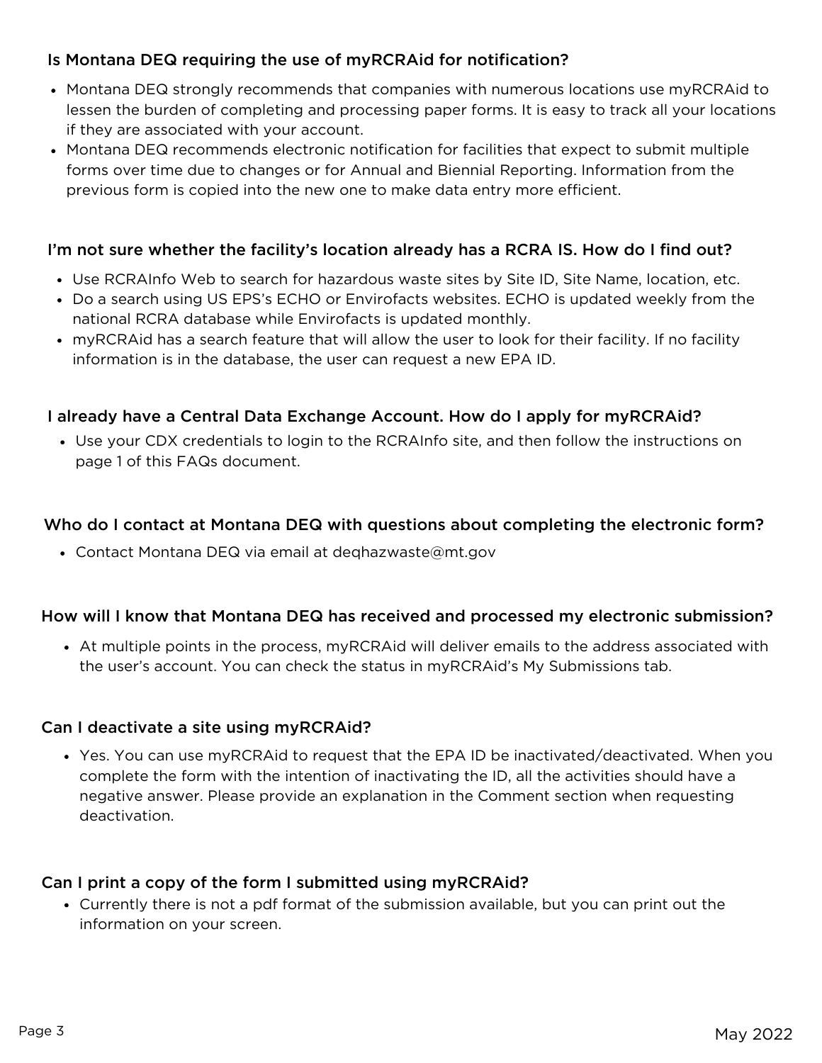### Is Montana DEQ requiring the use of myRCRAid for notification?

- Montana DEQ strongly recommends that companies with numerous locations use myRCRAid to lessen the burden of completing and processing paper forms. It is easy to track all your locations if they are associated with your account.
- Montana DEQ recommends electronic notification for facilities that expect to submit multiple forms over time due to changes or for Annual and Biennial Reporting. Information from the previous form is copied into the new one to make data entry more efficient.

### I'm not sure whether the facility's location already has a RCRA IS. How do I find out?

- Use RCRAInfo Web to search for hazardous waste sites by Site ID, Site Name, location, etc.
- Do a search using US EPS's ECHO or Envirofacts websites. ECHO is updated weekly from the national RCRA database while Envirofacts is updated monthly.
- myRCRAid has a search feature that will allow the user to look for their facility. If no facility information is in the database, the user can request a new EPA ID.

### I already have a Central Data Exchange Account. How do I apply for myRCRAid?

- Use your CDX credentials to login to the RCRAInfo site, and then follow the instructions on page 1 of this FAQs document.

### Who do I contact at Montana DEQ with questions about completing the electronic form?

- Contact Montana DEQ via email at deqhazwaste@mt.gov

### How will I know that Montana DEQ has received and processed my electronic submission?

- At multiple points in the process, myRCRAid will deliver emails to the address associated with the user's account. You can check the status in myRCRAid's My Submissions tab.

### Can I deactivate a site using myRCRAid?

- Yes. You can use myRCRAid to request that the EPA ID be inactivated/deactivated. When you complete the form with the intention of inactivating the ID, all the activities should have a negative answer. Please provide an explanation in the Comment section when requesting deactivation.

### Can I print a copy of the form I submitted using myRCRAid?

- Currently there is not a pdf format of the submission available, but you can print out the information on your screen.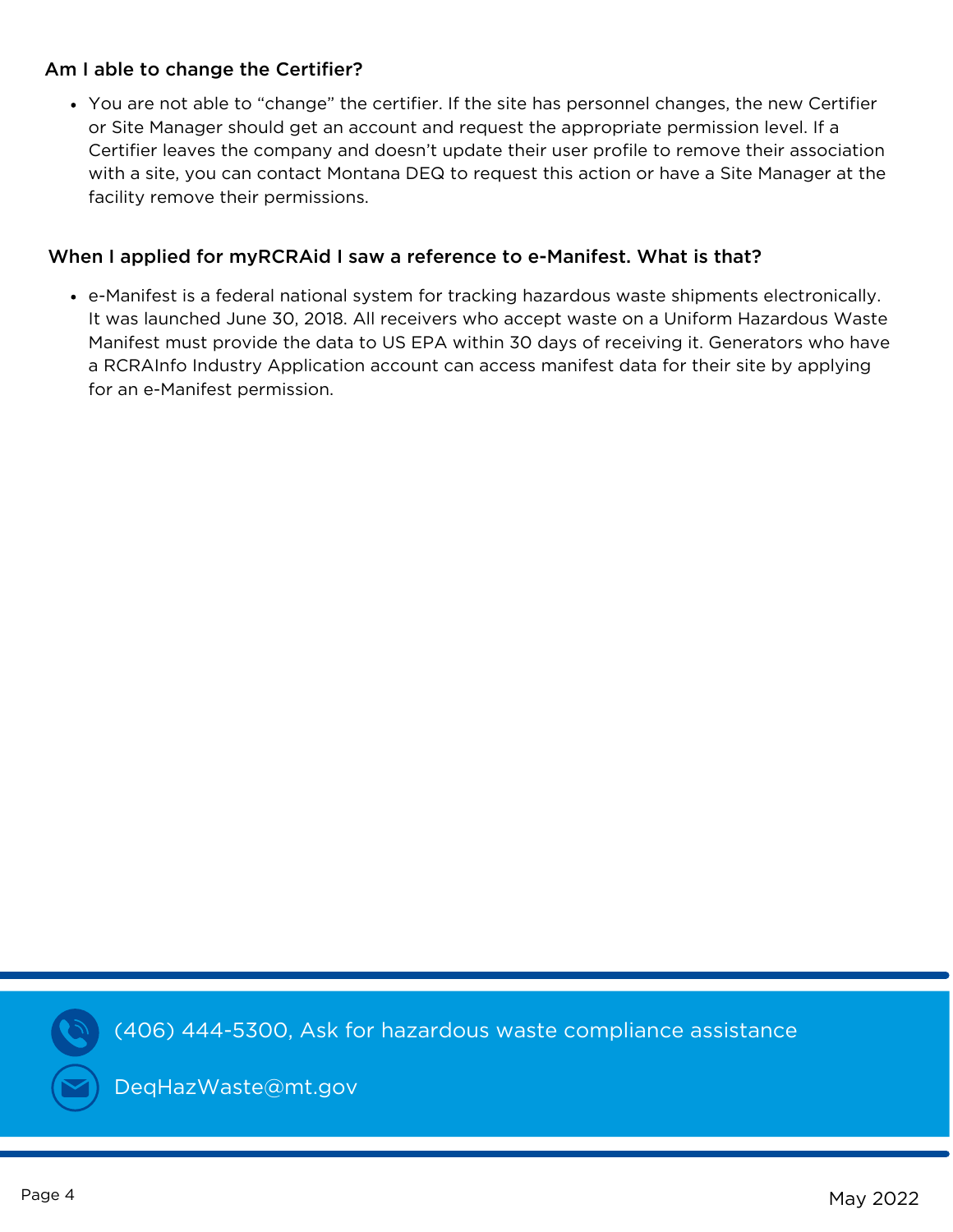### Am I able to change the Certifier?

- You are not able to “change” the certifier. If the site has personnel changes, the new Certifier or Site Manager should get an account and request the appropriate permission level. If a Certifier leaves the company and doesn’t update their user profile to remove their association with a site, you can contact Montana DEQ to request this action or have a Site Manager at the facility remove their permissions.

### When I applied for myRCRAid I saw a reference to e-Manifest. What is that?

- e-Manifest is a federal national system for tracking hazardous waste shipments electronically. It was launched June 30, 2018. All receivers who accept waste on a Uniform Hazardous Waste Manifest must provide the data to US EPA within 30 days of receiving it. Generators who have a RCRAInfo Industry Application account can access manifest data for their site by applying for an e-Manifest permission.

(406) 444-5300, Ask for hazardous waste compliance assistance

DeqHazWaste@mt.gov

May 2022